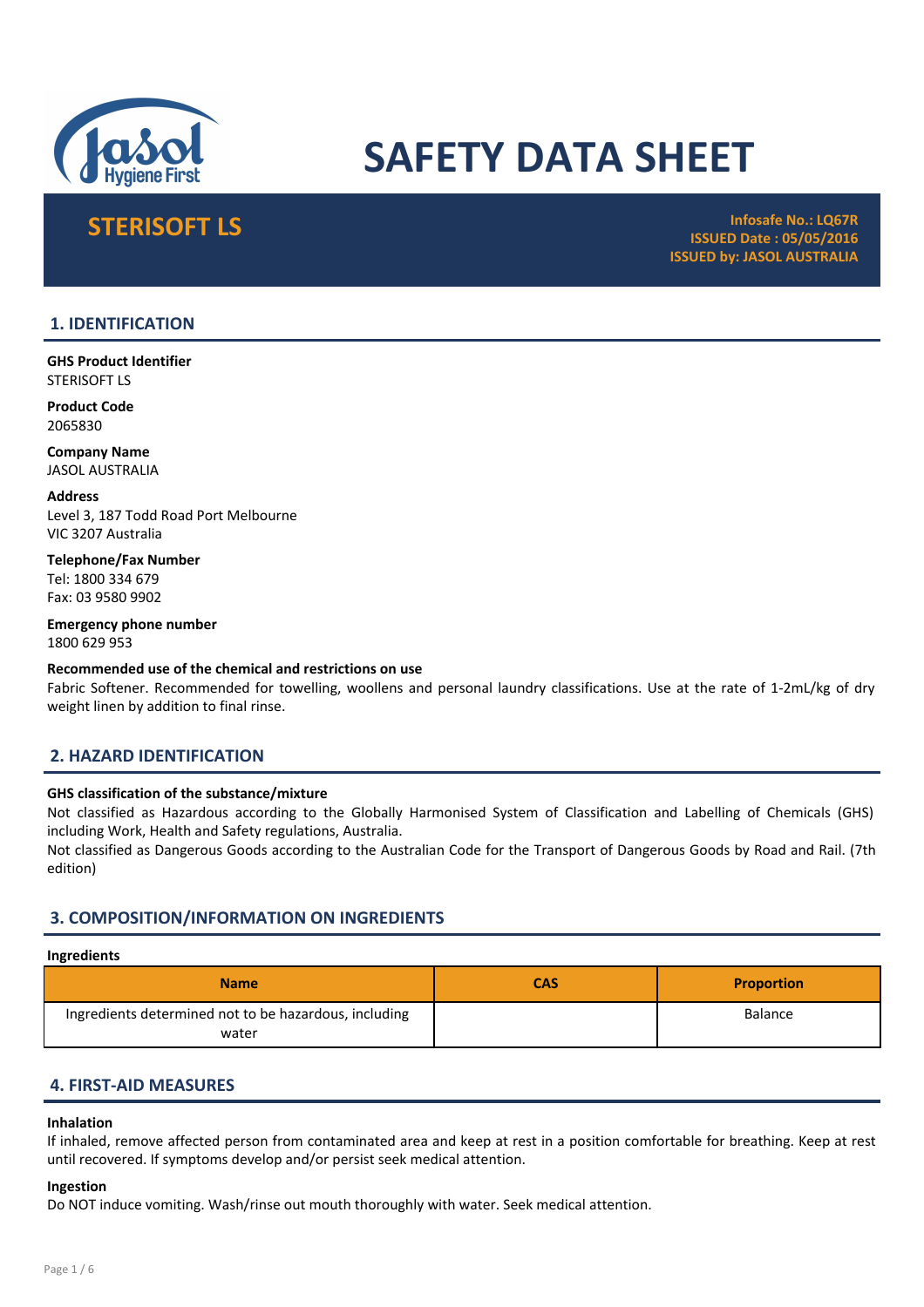# SAFETY DATA SHEET

## STERISOFT LS

**Infosafe No.: LQ67R**
**ISSUED Date : 05/05/2016**
**ISSUED by: JASOL AUSTRALIA**

## 1. IDENTIFICATION

**GHS Product Identifier**
STERISOFT LS

**Product Code**
2065830

**Company Name**
JASOL AUSTRALIA

**Address**
Level 3, 187 Todd Road Port Melbourne
VIC 3207 Australia

**Telephone/Fax Number**
Tel: 1800 334 679
Fax: 03 9580 9902

**Emergency phone number**
1800 629 953

**Recommended use of the chemical and restrictions on use**
Fabric Softener. Recommended for towelling, woollens and personal laundry classifications. Use at the rate of 1-2mL/kg of dry weight linen by addition to final rinse.

## 2. HAZARD IDENTIFICATION

**GHS classification of the substance/mixture**
Not classified as Hazardous according to the Globally Harmonised System of Classification and Labelling of Chemicals (GHS) including Work, Health and Safety regulations, Australia.
Not classified as Dangerous Goods according to the Australian Code for the Transport of Dangerous Goods by Road and Rail. (7th edition)

## 3. COMPOSITION/INFORMATION ON INGREDIENTS

**Ingredients**

| Name | CAS | Proportion |
|---|---|---|
| Ingredients determined not to be hazardous, including water | | Balance |

## 4. FIRST-AID MEASURES

**Inhalation**
If inhaled, remove affected person from contaminated area and keep at rest in a position comfortable for breathing. Keep at rest until recovered. If symptoms develop and/or persist seek medical attention.

**Ingestion**
Do NOT induce vomiting. Wash/rinse out mouth thoroughly with water. Seek medical attention.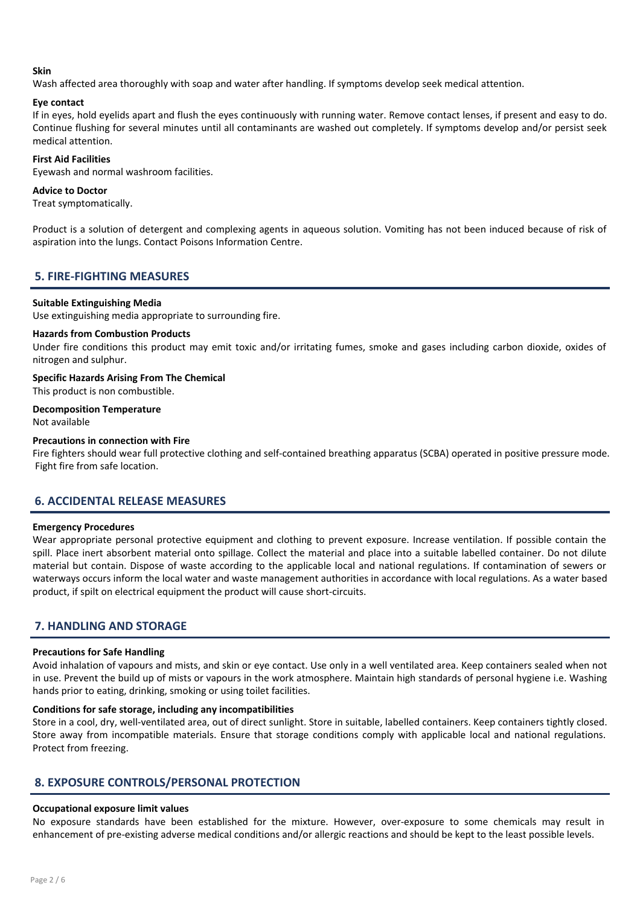**Skin**

Wash affected area thoroughly with soap and water after handling. If symptoms develop seek medical attention.

**Eye contact**

If in eyes, hold eyelids apart and flush the eyes continuously with running water. Remove contact lenses, if present and easy to do. Continue flushing for several minutes until all contaminants are washed out completely. If symptoms develop and/or persist seek medical attention.

**First Aid Facilities**

Eyewash and normal washroom facilities.

**Advice to Doctor**

Treat symptomatically.

Product is a solution of detergent and complexing agents in aqueous solution. Vomiting has not been induced because of risk of aspiration into the lungs. Contact Poisons Information Centre.

## 5. FIRE-FIGHTING MEASURES

**Suitable Extinguishing Media**

Use extinguishing media appropriate to surrounding fire.

**Hazards from Combustion Products**

Under fire conditions this product may emit toxic and/or irritating fumes, smoke and gases including carbon dioxide, oxides of nitrogen and sulphur.

**Specific Hazards Arising From The Chemical**

This product is non combustible.

**Decomposition Temperature**

Not available

**Precautions in connection with Fire**

Fire fighters should wear full protective clothing and self-contained breathing apparatus (SCBA) operated in positive pressure mode. Fight fire from safe location.

## 6. ACCIDENTAL RELEASE MEASURES

**Emergency Procedures**

Wear appropriate personal protective equipment and clothing to prevent exposure. Increase ventilation. If possible contain the spill. Place inert absorbent material onto spillage. Collect the material and place into a suitable labelled container. Do not dilute material but contain. Dispose of waste according to the applicable local and national regulations. If contamination of sewers or waterways occurs inform the local water and waste management authorities in accordance with local regulations. As a water based product, if spilt on electrical equipment the product will cause short-circuits.

## 7. HANDLING AND STORAGE

**Precautions for Safe Handling**

Avoid inhalation of vapours and mists, and skin or eye contact. Use only in a well ventilated area. Keep containers sealed when not in use. Prevent the build up of mists or vapours in the work atmosphere. Maintain high standards of personal hygiene i.e. Washing hands prior to eating, drinking, smoking or using toilet facilities.

**Conditions for safe storage, including any incompatibilities**

Store in a cool, dry, well-ventilated area, out of direct sunlight. Store in suitable, labelled containers. Keep containers tightly closed. Store away from incompatible materials. Ensure that storage conditions comply with applicable local and national regulations. Protect from freezing.

## 8. EXPOSURE CONTROLS/PERSONAL PROTECTION

**Occupational exposure limit values**

No exposure standards have been established for the mixture. However, over-exposure to some chemicals may result in enhancement of pre-existing adverse medical conditions and/or allergic reactions and should be kept to the least possible levels.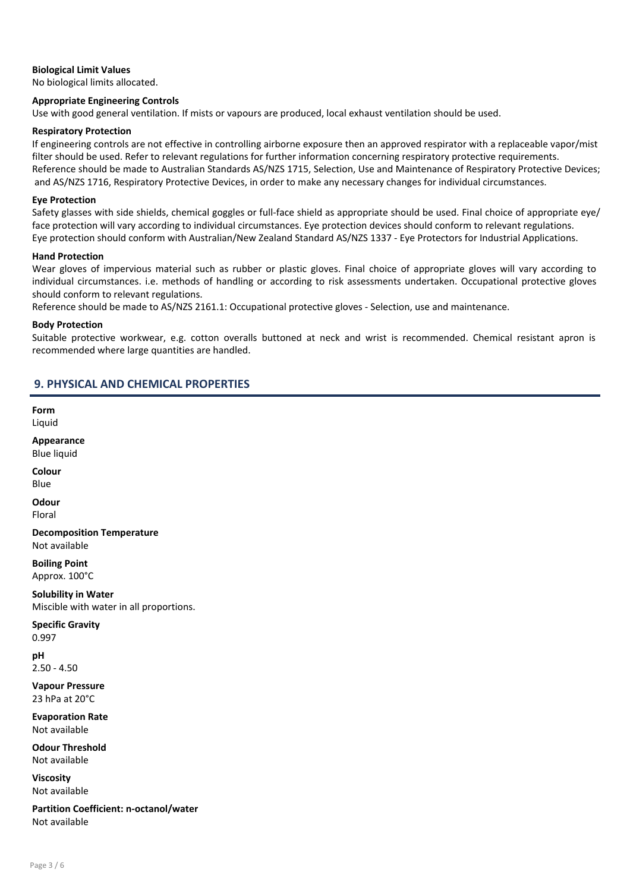**Biological Limit Values**

No biological limits allocated.

**Appropriate Engineering Controls**

Use with good general ventilation. If mists or vapours are produced, local exhaust ventilation should be used.

**Respiratory Protection**

If engineering controls are not effective in controlling airborne exposure then an approved respirator with a replaceable vapor/mist filter should be used. Refer to relevant regulations for further information concerning respiratory protective requirements. Reference should be made to Australian Standards AS/NZS 1715, Selection, Use and Maintenance of Respiratory Protective Devices; and AS/NZS 1716, Respiratory Protective Devices, in order to make any necessary changes for individual circumstances.

**Eye Protection**

Safety glasses with side shields, chemical goggles or full-face shield as appropriate should be used. Final choice of appropriate eye/face protection will vary according to individual circumstances. Eye protection devices should conform to relevant regulations. Eye protection should conform with Australian/New Zealand Standard AS/NZS 1337 - Eye Protectors for Industrial Applications.

**Hand Protection**

Wear gloves of impervious material such as rubber or plastic gloves. Final choice of appropriate gloves will vary according to individual circumstances. i.e. methods of handling or according to risk assessments undertaken. Occupational protective gloves should conform to relevant regulations.

Reference should be made to AS/NZS 2161.1: Occupational protective gloves - Selection, use and maintenance.

**Body Protection**

Suitable protective workwear, e.g. cotton overalls buttoned at neck and wrist is recommended. Chemical resistant apron is recommended where large quantities are handled.

## 9. PHYSICAL AND CHEMICAL PROPERTIES

**Form**

Liquid

**Appearance**

Blue liquid

**Colour**

Blue

**Odour**

Floral

**Decomposition Temperature**

Not available

**Boiling Point**

Approx. 100°C

**Solubility in Water**

Miscible with water in all proportions.

**Specific Gravity**

0.997

**pH**

2.50 - 4.50

**Vapour Pressure**

23 hPa at 20°C

**Evaporation Rate**

Not available

**Odour Threshold**

Not available

**Viscosity**

Not available

**Partition Coefficient: n-octanol/water**

Not available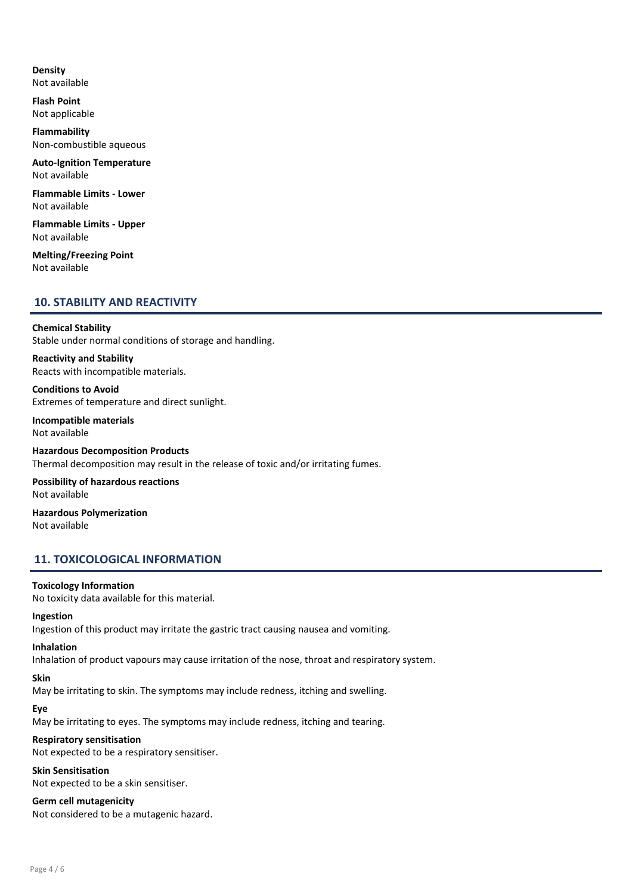**Density**
Not available

**Flash Point**
Not applicable

**Flammability**
Non-combustible aqueous

**Auto-Ignition Temperature**
Not available

**Flammable Limits - Lower**
Not available

**Flammable Limits - Upper**
Not available

**Melting/Freezing Point**
Not available

## 10. STABILITY AND REACTIVITY

**Chemical Stability**
Stable under normal conditions of storage and handling.

**Reactivity and Stability**
Reacts with incompatible materials.

**Conditions to Avoid**
Extremes of temperature and direct sunlight.

**Incompatible materials**
Not available

**Hazardous Decomposition Products**
Thermal decomposition may result in the release of toxic and/or irritating fumes.

**Possibility of hazardous reactions**
Not available

**Hazardous Polymerization**
Not available

## 11. TOXICOLOGICAL INFORMATION

**Toxicology Information**
No toxicity data available for this material.

**Ingestion**
Ingestion of this product may irritate the gastric tract causing nausea and vomiting.

**Inhalation**
Inhalation of product vapours may cause irritation of the nose, throat and respiratory system.

**Skin**
May be irritating to skin. The symptoms may include redness, itching and swelling.

**Eye**
May be irritating to eyes. The symptoms may include redness, itching and tearing.

**Respiratory sensitisation**
Not expected to be a respiratory sensitiser.

**Skin Sensitisation**
Not expected to be a skin sensitiser.

**Germ cell mutagenicity**
Not considered to be a mutagenic hazard.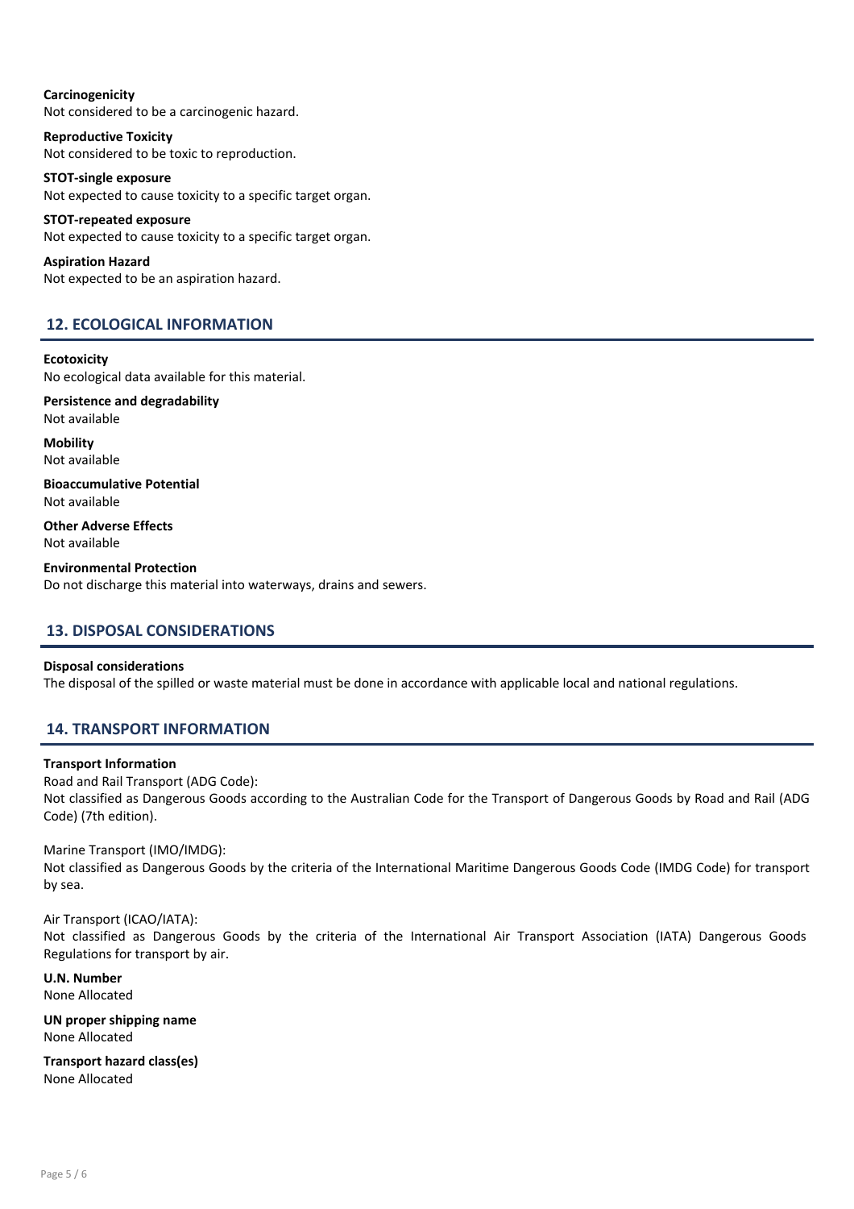**Carcinogenicity**
Not considered to be a carcinogenic hazard.

**Reproductive Toxicity**
Not considered to be toxic to reproduction.

**STOT-single exposure**
Not expected to cause toxicity to a specific target organ.

**STOT-repeated exposure**
Not expected to cause toxicity to a specific target organ.

**Aspiration Hazard**
Not expected to be an aspiration hazard.

## 12. ECOLOGICAL INFORMATION

**Ecotoxicity**
No ecological data available for this material.

**Persistence and degradability**
Not available

**Mobility**
Not available

**Bioaccumulative Potential**
Not available

**Other Adverse Effects**
Not available

**Environmental Protection**
Do not discharge this material into waterways, drains and sewers.

## 13. DISPOSAL CONSIDERATIONS

**Disposal considerations**
The disposal of the spilled or waste material must be done in accordance with applicable local and national regulations.

## 14. TRANSPORT INFORMATION

**Transport Information**
Road and Rail Transport (ADG Code):
Not classified as Dangerous Goods according to the Australian Code for the Transport of Dangerous Goods by Road and Rail (ADG Code) (7th edition).

Marine Transport (IMO/IMDG):
Not classified as Dangerous Goods by the criteria of the International Maritime Dangerous Goods Code (IMDG Code) for transport by sea.

Air Transport (ICAO/IATA):
Not classified as Dangerous Goods by the criteria of the International Air Transport Association (IATA) Dangerous Goods Regulations for transport by air.

**U.N. Number**
None Allocated

**UN proper shipping name**
None Allocated

**Transport hazard class(es)**
None Allocated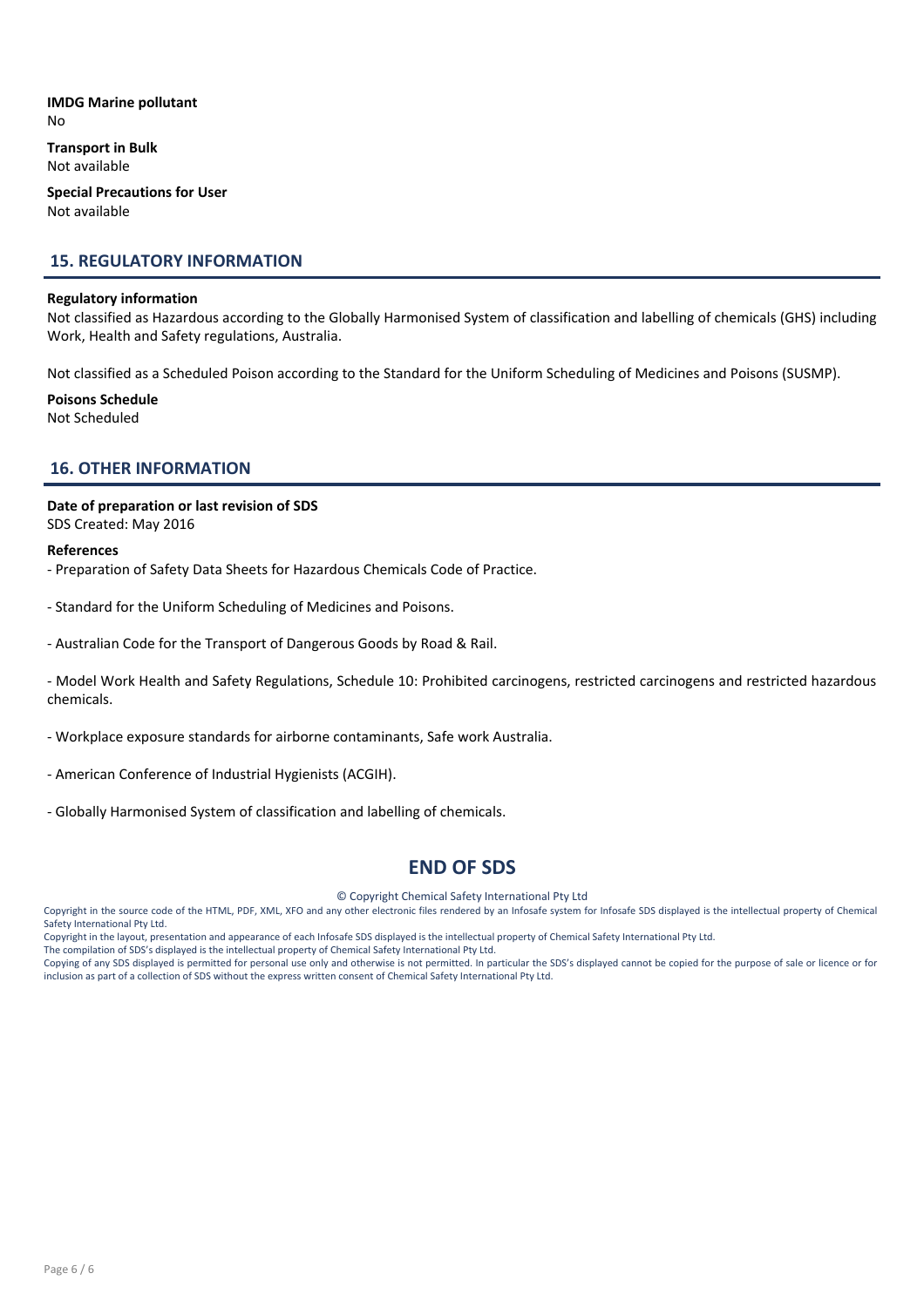**IMDG Marine pollutant**
No

**Transport in Bulk**
Not available

**Special Precautions for User**
Not available

## 15. REGULATORY INFORMATION

**Regulatory information**
Not classified as Hazardous according to the Globally Harmonised System of classification and labelling of chemicals (GHS) including Work, Health and Safety regulations, Australia.

Not classified as a Scheduled Poison according to the Standard for the Uniform Scheduling of Medicines and Poisons (SUSMP).

**Poisons Schedule**
Not Scheduled

## 16. OTHER INFORMATION

**Date of preparation or last revision of SDS**
SDS Created: May 2016

**References**

- Preparation of Safety Data Sheets for Hazardous Chemicals Code of Practice.

- Standard for the Uniform Scheduling of Medicines and Poisons.

- Australian Code for the Transport of Dangerous Goods by Road & Rail.

- Model Work Health and Safety Regulations, Schedule 10: Prohibited carcinogens, restricted carcinogens and restricted hazardous chemicals.

- Workplace exposure standards for airborne contaminants, Safe work Australia.

- American Conference of Industrial Hygienists (ACGIH).

- Globally Harmonised System of classification and labelling of chemicals.

## END OF SDS

© Copyright Chemical Safety International Pty Ltd

Copyright in the source code of the HTML, PDF, XML, XFO and any other electronic files rendered by an Infosafe system for Infosafe SDS displayed is the intellectual property of Chemical Safety International Pty Ltd.

Copyright in the layout, presentation and appearance of each Infosafe SDS displayed is the intellectual property of Chemical Safety International Pty Ltd.

The compilation of SDS's displayed is the intellectual property of Chemical Safety International Pty Ltd.

Copying of any SDS displayed is permitted for personal use only and otherwise is not permitted. In particular the SDS's displayed cannot be copied for the purpose of sale or licence or for inclusion as part of a collection of SDS without the express written consent of Chemical Safety International Pty Ltd.